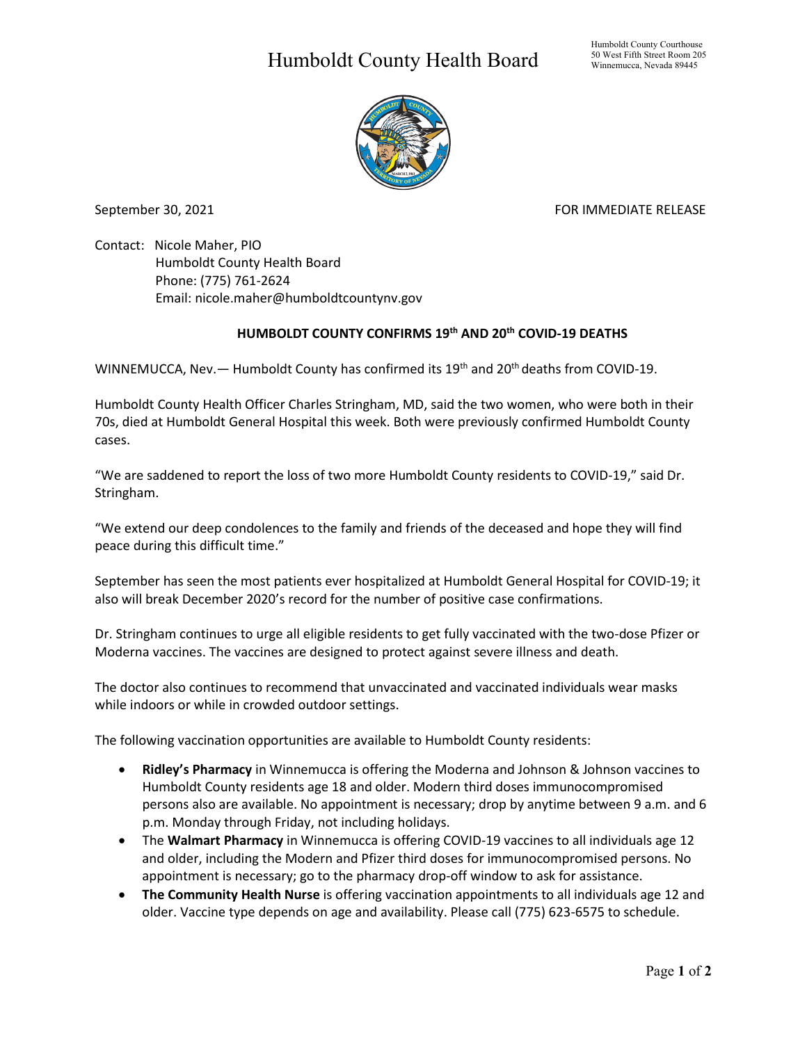# Humboldt County Health Board

Humboldt County Courthouse
50 West Fifth Street Room 205
Winnemucca, Nevada 89445

September 30, 2021 FOR IMMEDIATE RELEASE

Contact: Nicole Maher, PIO
Humboldt County Health Board
Phone: (775) 761-2624
Email: nicole.maher@humboldtcountynv.gov

## HUMBOLDT COUNTY CONFIRMS 19th AND 20th COVID-19 DEATHS

WINNEMUCCA, Nev.— Humboldt County has confirmed its 19th and 20th deaths from COVID-19.

Humboldt County Health Officer Charles Stringham, MD, said the two women, who were both in their 70s, died at Humboldt General Hospital this week. Both were previously confirmed Humboldt County cases.

"We are saddened to report the loss of two more Humboldt County residents to COVID-19," said Dr. Stringham.

"We extend our deep condolences to the family and friends of the deceased and hope they will find peace during this difficult time."

September has seen the most patients ever hospitalized at Humboldt General Hospital for COVID-19; it also will break December 2020's record for the number of positive case confirmations.

Dr. Stringham continues to urge all eligible residents to get fully vaccinated with the two-dose Pfizer or Moderna vaccines. The vaccines are designed to protect against severe illness and death.

The doctor also continues to recommend that unvaccinated and vaccinated individuals wear masks while indoors or while in crowded outdoor settings.

The following vaccination opportunities are available to Humboldt County residents:

- **Ridley's Pharmacy** in Winnemucca is offering the Moderna and Johnson & Johnson vaccines to Humboldt County residents age 18 and older. Modern third doses immunocompromised persons also are available. No appointment is necessary; drop by anytime between 9 a.m. and 6 p.m. Monday through Friday, not including holidays.
- The **Walmart Pharmacy** in Winnemucca is offering COVID-19 vaccines to all individuals age 12 and older, including the Modern and Pfizer third doses for immunocompromised persons. No appointment is necessary; go to the pharmacy drop-off window to ask for assistance.
- **The Community Health Nurse** is offering vaccination appointments to all individuals age 12 and older. Vaccine type depends on age and availability. Please call (775) 623-6575 to schedule.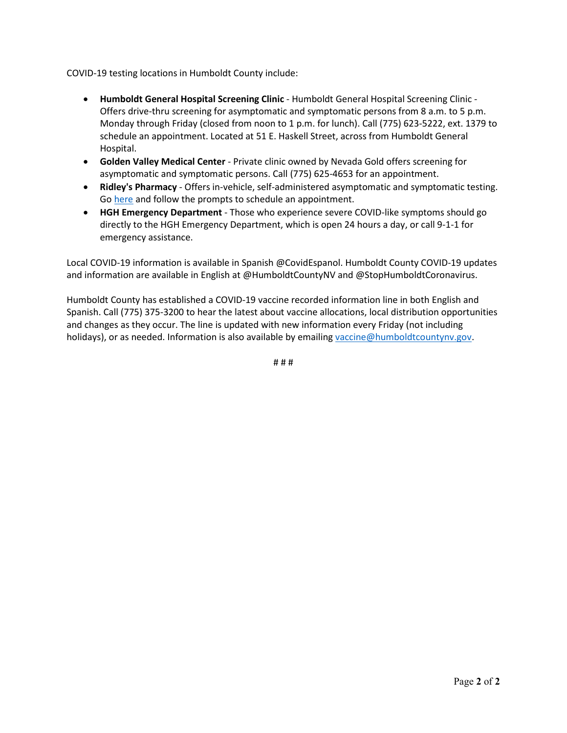COVID-19 testing locations in Humboldt County include:

- **Humboldt General Hospital Screening Clinic** - Humboldt General Hospital Screening Clinic - Offers drive-thru screening for asymptomatic and symptomatic persons from 8 a.m. to 5 p.m. Monday through Friday (closed from noon to 1 p.m. for lunch). Call (775) 623-5222, ext. 1379 to schedule an appointment. Located at 51 E. Haskell Street, across from Humboldt General Hospital.
- **Golden Valley Medical Center** - Private clinic owned by Nevada Gold offers screening for asymptomatic and symptomatic persons. Call (775) 625-4653 for an appointment.
- **Ridley's Pharmacy** - Offers in-vehicle, self-administered asymptomatic and symptomatic testing. Go here and follow the prompts to schedule an appointment.
- **HGH Emergency Department** - Those who experience severe COVID-like symptoms should go directly to the HGH Emergency Department, which is open 24 hours a day, or call 9-1-1 for emergency assistance.

Local COVID-19 information is available in Spanish @CovidEspanol. Humboldt County COVID-19 updates and information are available in English at @HumboldtCountyNV and @StopHumboldtCoronavirus.

Humboldt County has established a COVID-19 vaccine recorded information line in both English and Spanish. Call (775) 375-3200 to hear the latest about vaccine allocations, local distribution opportunities and changes as they occur. The line is updated with new information every Friday (not including holidays), or as needed. Information is also available by emailing vaccine@humboldtcountynv.gov.

# # #